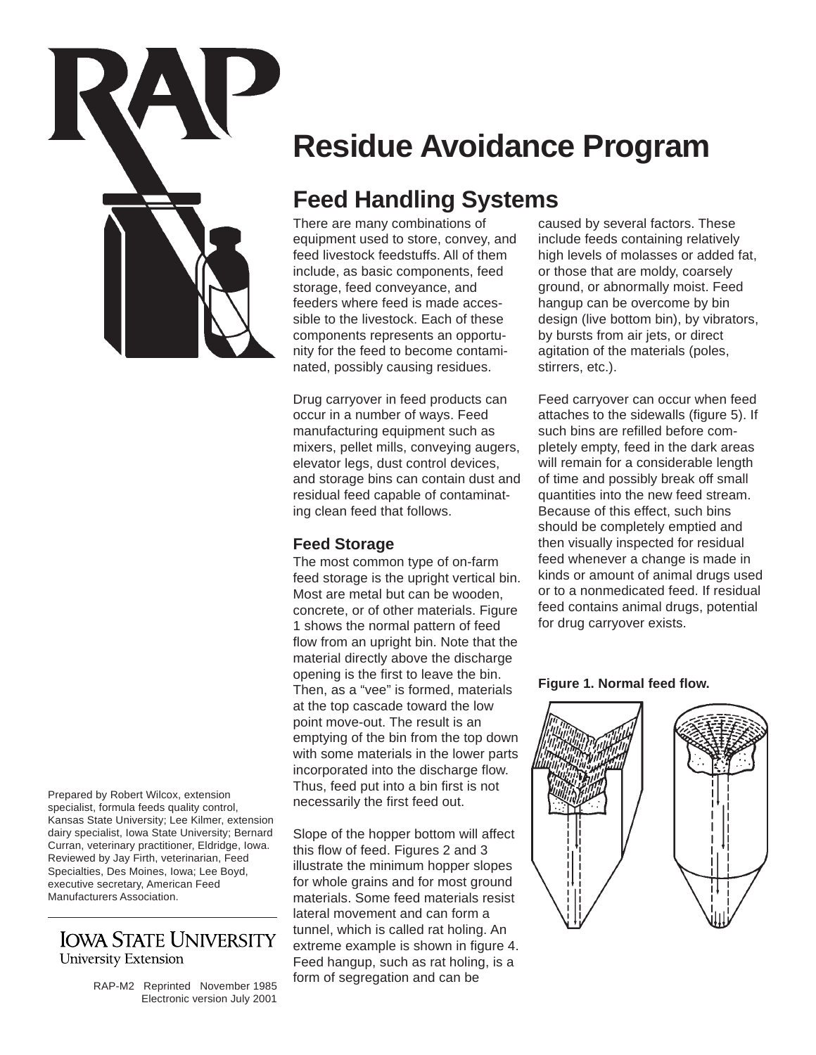# Residue Avoidance Program

## Feed Handling Systems

There are many combinations of equipment used to store, convey, and feed livestock feedstuffs. All of them include, as basic components, feed storage, feed conveyance, and feeders where feed is made accessible to the livestock. Each of these components represents an opportunity for the feed to become contaminated, possibly causing residues.

Drug carryover in feed products can occur in a number of ways. Feed manufacturing equipment such as mixers, pellet mills, conveying augers, elevator legs, dust control devices, and storage bins can contain dust and residual feed capable of contaminating clean feed that follows.

### Feed Storage

The most common type of on-farm feed storage is the upright vertical bin. Most are metal but can be wooden, concrete, or of other materials. Figure 1 shows the normal pattern of feed flow from an upright bin. Note that the material directly above the discharge opening is the first to leave the bin. Then, as a "vee" is formed, materials at the top cascade toward the low point move-out. The result is an emptying of the bin from the top down with some materials in the lower parts incorporated into the discharge flow. Thus, feed put into a bin first is not necessarily the first feed out.

Slope of the hopper bottom will affect this flow of feed. Figures 2 and 3 illustrate the minimum hopper slopes for whole grains and for most ground materials. Some feed materials resist lateral movement and can form a tunnel, which is called rat holing. An extreme example is shown in figure 4. Feed hangup, such as rat holing, is a form of segregation and can be caused by several factors. These include feeds containing relatively high levels of molasses or added fat, or those that are moldy, coarsely ground, or abnormally moist. Feed hangup can be overcome by bin design (live bottom bin), by vibrators, by bursts from air jets, or direct agitation of the materials (poles, stirrers, etc.).

Feed carryover can occur when feed attaches to the sidewalls (figure 5). If such bins are refilled before completely empty, feed in the dark areas will remain for a considerable length of time and possibly break off small quantities into the new feed stream. Because of this effect, such bins should be completely emptied and then visually inspected for residual feed whenever a change is made in kinds or amount of animal drugs used or to a nonmedicated feed. If residual feed contains animal drugs, potential for drug carryover exists.

**Figure 1. Normal feed flow.**

Prepared by Robert Wilcox, extension specialist, formula feeds quality control, Kansas State University; Lee Kilmer, extension dairy specialist, Iowa State University; Bernard Curran, veterinary practitioner, Eldridge, Iowa. Reviewed by Jay Firth, veterinarian, Feed Specialties, Des Moines, Iowa; Lee Boyd, executive secretary, American Feed Manufacturers Association.

IOWA STATE UNIVERSITY
University Extension

RAP-M2 Reprinted November 1985
Electronic version July 2001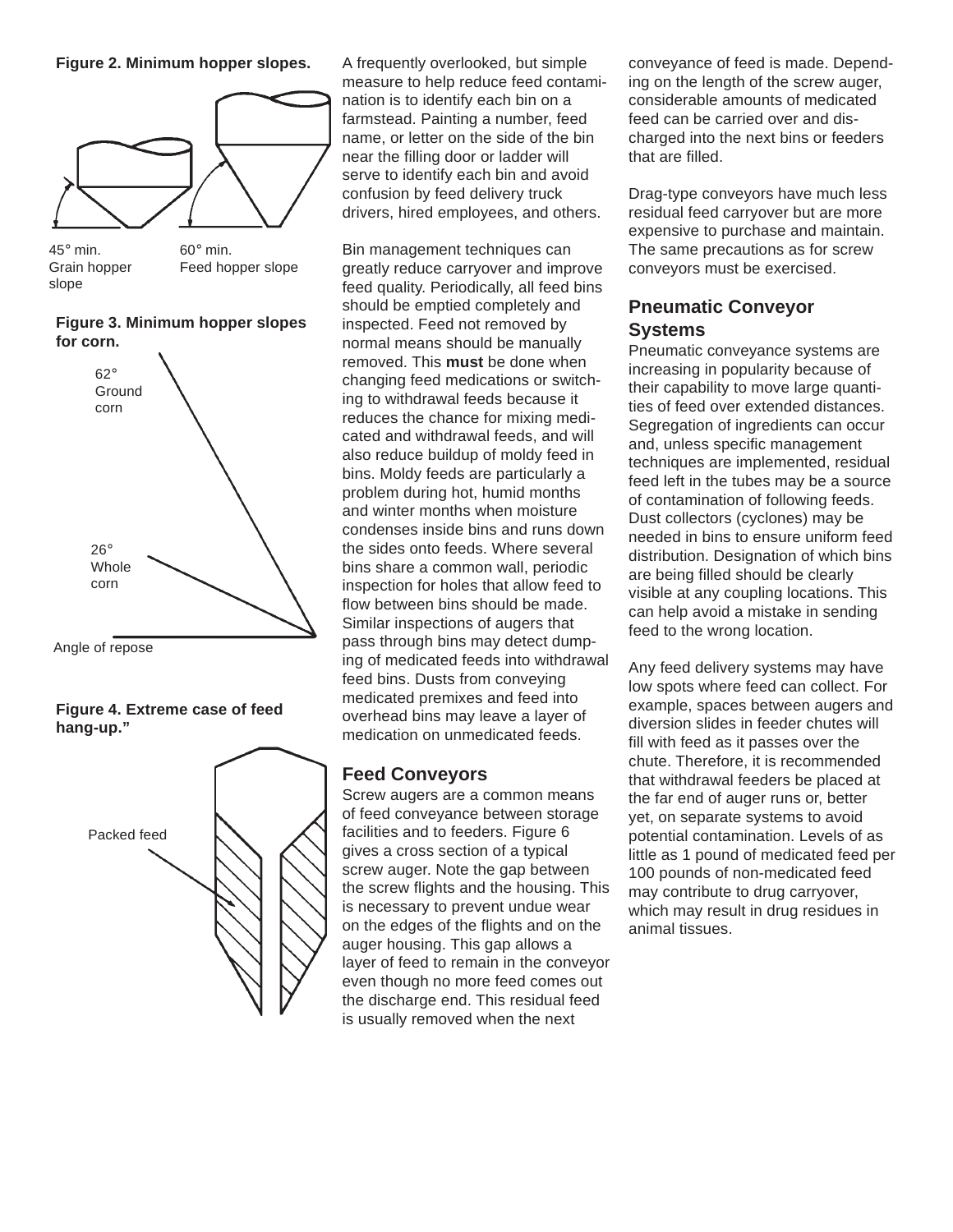**Figure 2. Minimum hopper slopes.**

45° min. Grain hopper slope

60° min. Feed hopper slope

**Figure 3. Minimum hopper slopes for corn.**

62° Ground corn

26° Whole corn

Angle of repose

**Figure 4. Extreme case of feed hang-up."**

Packed feed

A frequently overlooked, but simple measure to help reduce feed contamination is to identify each bin on a farmstead. Painting a number, feed name, or letter on the side of the bin near the filling door or ladder will serve to identify each bin and avoid confusion by feed delivery truck drivers, hired employees, and others.

Bin management techniques can greatly reduce carryover and improve feed quality. Periodically, all feed bins should be emptied completely and inspected. Feed not removed by normal means should be manually removed. This **must** be done when changing feed medications or switching to withdrawal feeds because it reduces the chance for mixing medicated and withdrawal feeds, and will also reduce buildup of moldy feed in bins. Moldy feeds are particularly a problem during hot, humid months and winter months when moisture condenses inside bins and runs down the sides onto feeds. Where several bins share a common wall, periodic inspection for holes that allow feed to flow between bins should be made. Similar inspections of augers that pass through bins may detect dumping of medicated feeds into withdrawal feed bins. Dusts from conveying medicated premixes and feed into overhead bins may leave a layer of medication on unmedicated feeds.

## Feed Conveyors

Screw augers are a common means of feed conveyance between storage facilities and to feeders. Figure 6 gives a cross section of a typical screw auger. Note the gap between the screw flights and the housing. This is necessary to prevent undue wear on the edges of the flights and on the auger housing. This gap allows a layer of feed to remain in the conveyor even though no more feed comes out the discharge end. This residual feed is usually removed when the next conveyance of feed is made. Depending on the length of the screw auger, considerable amounts of medicated feed can be carried over and discharged into the next bins or feeders that are filled.

Drag-type conveyors have much less residual feed carryover but are more expensive to purchase and maintain. The same precautions as for screw conveyors must be exercised.

## Pneumatic Conveyor Systems

Pneumatic conveyance systems are increasing in popularity because of their capability to move large quantities of feed over extended distances. Segregation of ingredients can occur and, unless specific management techniques are implemented, residual feed left in the tubes may be a source of contamination of following feeds. Dust collectors (cyclones) may be needed in bins to ensure uniform feed distribution. Designation of which bins are being filled should be clearly visible at any coupling locations. This can help avoid a mistake in sending feed to the wrong location.

Any feed delivery systems may have low spots where feed can collect. For example, spaces between augers and diversion slides in feeder chutes will fill with feed as it passes over the chute. Therefore, it is recommended that withdrawal feeders be placed at the far end of auger runs or, better yet, on separate systems to avoid potential contamination. Levels of as little as 1 pound of medicated feed per 100 pounds of non-medicated feed may contribute to drug carryover, which may result in drug residues in animal tissues.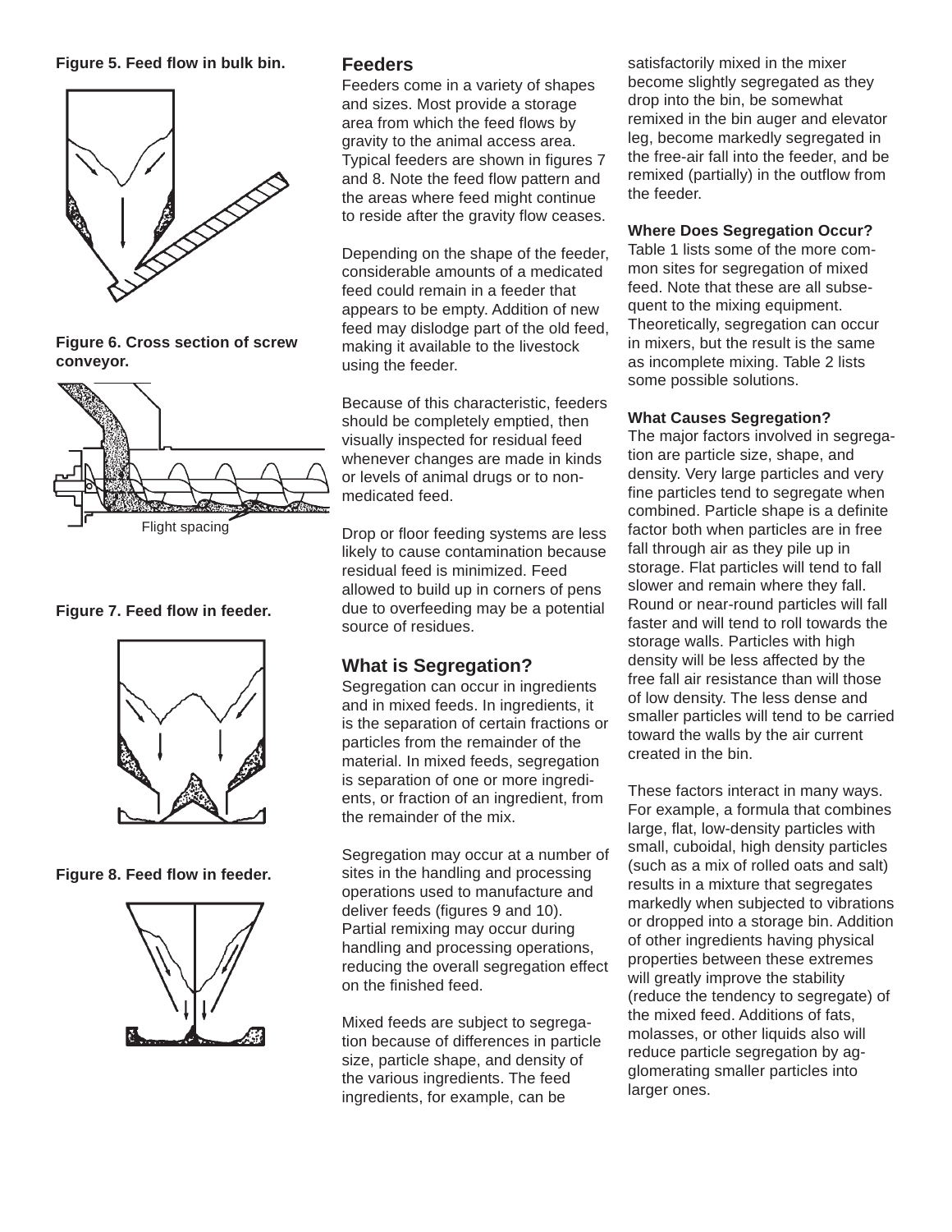**Figure 5. Feed flow in bulk bin.**

**Figure 6. Cross section of screw conveyor.**

Flight spacing

**Figure 7. Feed flow in feeder.**

**Figure 8. Feed flow in feeder.**

## Feeders

Feeders come in a variety of shapes and sizes. Most provide a storage area from which the feed flows by gravity to the animal access area. Typical feeders are shown in figures 7 and 8. Note the feed flow pattern and the areas where feed might continue to reside after the gravity flow ceases.

Depending on the shape of the feeder, considerable amounts of a medicated feed could remain in a feeder that appears to be empty. Addition of new feed may dislodge part of the old feed, making it available to the livestock using the feeder.

Because of this characteristic, feeders should be completely emptied, then visually inspected for residual feed whenever changes are made in kinds or levels of animal drugs or to non-medicated feed.

Drop or floor feeding systems are less likely to cause contamination because residual feed is minimized. Feed allowed to build up in corners of pens due to overfeeding may be a potential source of residues.

## What is Segregation?

Segregation can occur in ingredients and in mixed feeds. In ingredients, it is the separation of certain fractions or particles from the remainder of the material. In mixed feeds, segregation is separation of one or more ingredients, or fraction of an ingredient, from the remainder of the mix.

Segregation may occur at a number of sites in the handling and processing operations used to manufacture and deliver feeds (figures 9 and 10). Partial remixing may occur during handling and processing operations, reducing the overall segregation effect on the finished feed.

Mixed feeds are subject to segregation because of differences in particle size, particle shape, and density of the various ingredients. The feed ingredients, for example, can be satisfactorily mixed in the mixer become slightly segregated as they drop into the bin, be somewhat remixed in the bin auger and elevator leg, become markedly segregated in the free-air fall into the feeder, and be remixed (partially) in the outflow from the feeder.

### Where Does Segregation Occur?

Table 1 lists some of the more common sites for segregation of mixed feed. Note that these are all subsequent to the mixing equipment. Theoretically, segregation can occur in mixers, but the result is the same as incomplete mixing. Table 2 lists some possible solutions.

### What Causes Segregation?

The major factors involved in segregation are particle size, shape, and density. Very large particles and very fine particles tend to segregate when combined. Particle shape is a definite factor both when particles are in free fall through air as they pile up in storage. Flat particles will tend to fall slower and remain where they fall. Round or near-round particles will fall faster and will tend to roll towards the storage walls. Particles with high density will be less affected by the free fall air resistance than will those of low density. The less dense and smaller particles will tend to be carried toward the walls by the air current created in the bin.

These factors interact in many ways. For example, a formula that combines large, flat, low-density particles with small, cuboidal, high density particles (such as a mix of rolled oats and salt) results in a mixture that segregates markedly when subjected to vibrations or dropped into a storage bin. Addition of other ingredients having physical properties between these extremes will greatly improve the stability (reduce the tendency to segregate) of the mixed feed. Additions of fats, molasses, or other liquids also will reduce particle segregation by agglomerating smaller particles into larger ones.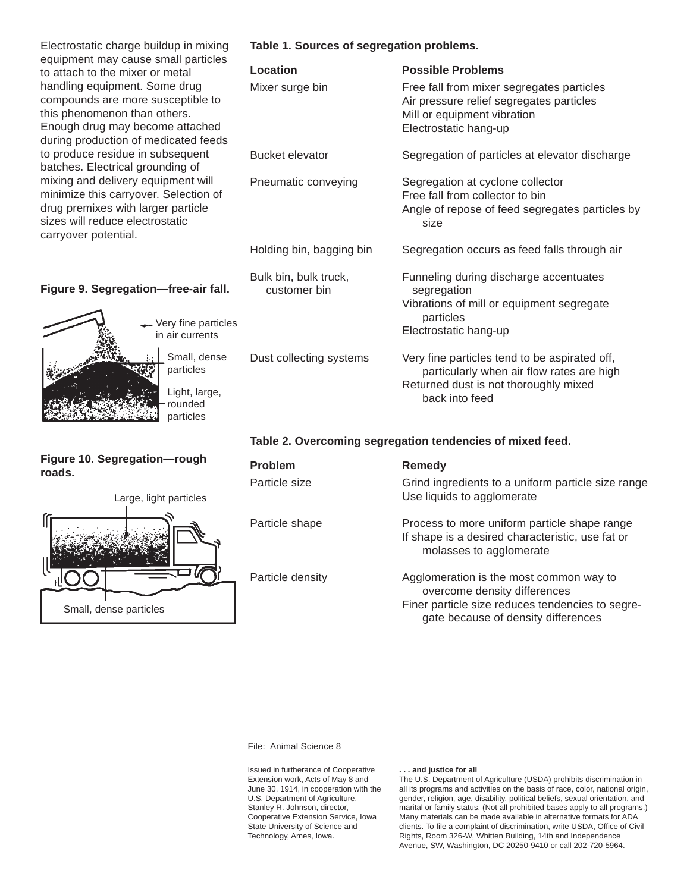Electrostatic charge buildup in mixing equipment may cause small particles to attach to the mixer or metal handling equipment. Some drug compounds are more susceptible to this phenomenon than others. Enough drug may become attached during production of medicated feeds to produce residue in subsequent batches. Electrical grounding of mixing and delivery equipment will minimize this carryover. Selection of drug premixes with larger particle sizes will reduce electrostatic carryover potential.

**Figure 9. Segregation—free-air fall.**

Very fine particles in air currents

Small, dense particles

Light, large, rounded particles

**Figure 10. Segregation—rough roads.**

Large, light particles

Small, dense particles

**Table 1. Sources of segregation problems.**

| Location | Possible Problems |
|---|---|
| Mixer surge bin | Free fall from mixer segregates particles<br>Air pressure relief segregates particles<br>Mill or equipment vibration<br>Electrostatic hang-up |
| Bucket elevator | Segregation of particles at elevator discharge |
| Pneumatic conveying | Segregation at cyclone collector<br>Free fall from collector to bin<br>Angle of repose of feed segregates particles by size |
| Holding bin, bagging bin | Segregation occurs as feed falls through air |
| Bulk bin, bulk truck, customer bin | Funneling during discharge accentuates segregation<br>Vibrations of mill or equipment segregate particles<br>Electrostatic hang-up |
| Dust collecting systems | Very fine particles tend to be aspirated off, particularly when air flow rates are high<br>Returned dust is not thoroughly mixed back into feed |

**Table 2. Overcoming segregation tendencies of mixed feed.**

| Problem | Remedy |
|---|---|
| Particle size | Grind ingredients to a uniform particle size range<br>Use liquids to agglomerate |
| Particle shape | Process to more uniform particle shape range<br>If shape is a desired characteristic, use fat or molasses to agglomerate |
| Particle density | Agglomeration is the most common way to overcome density differences<br>Finer particle size reduces tendencies to segregate because of density differences |

File: Animal Science 8

Issued in furtherance of Cooperative Extension work, Acts of May 8 and June 30, 1914, in cooperation with the U.S. Department of Agriculture. Stanley R. Johnson, director, Cooperative Extension Service, Iowa State University of Science and Technology, Ames, Iowa.

**. . . and justice for all**
The U.S. Department of Agriculture (USDA) prohibits discrimination in all its programs and activities on the basis of race, color, national origin, gender, religion, age, disability, political beliefs, sexual orientation, and marital or family status. (Not all prohibited bases apply to all programs.) Many materials can be made available in alternative formats for ADA clients. To file a complaint of discrimination, write USDA, Office of Civil Rights, Room 326-W, Whitten Building, 14th and Independence Avenue, SW, Washington, DC 20250-9410 or call 202-720-5964.